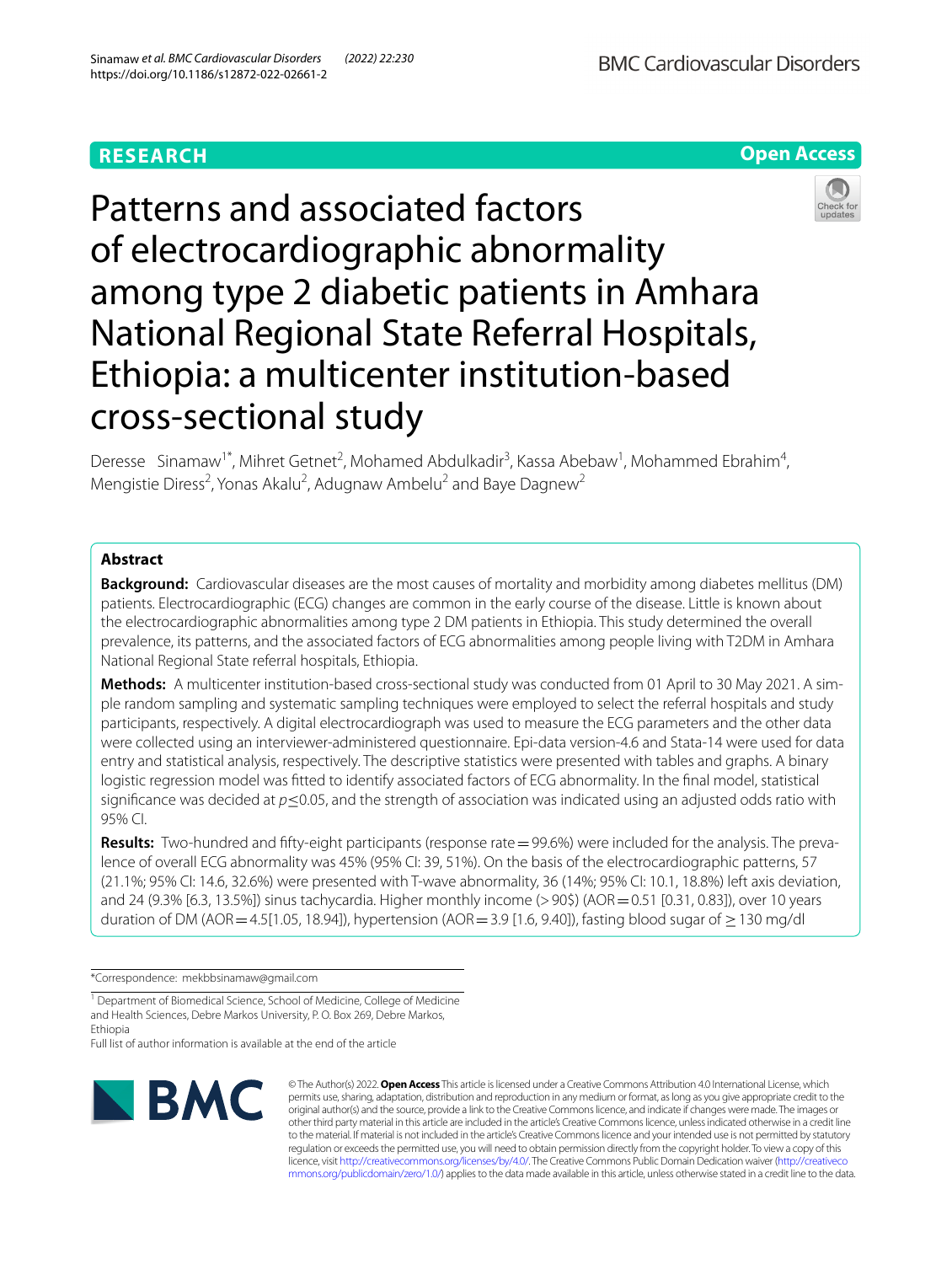RESEARCH

Open Access

# Patterns and associated factors of electrocardiographic abnormality among type 2 diabetic patients in Amhara National Regional State Referral Hospitals, Ethiopia: a multicenter institution-based cross-sectional study

Deresse Sinamaw[1*], Mihret Getnet[2], Mohamed Abdulkadir[3], Kassa Abebaw[1], Mohammed Ebrahim[4], Mengistie Diress[2], Yonas Akalu[2], Adugnaw Ambelu[2] and Baye Dagnew[2]

## Abstract

**Background:** Cardiovascular diseases are the most causes of mortality and morbidity among diabetes mellitus (DM) patients. Electrocardiographic (ECG) changes are common in the early course of the disease. Little is known about the electrocardiographic abnormalities among type 2 DM patients in Ethiopia. This study determined the overall prevalence, its patterns, and the associated factors of ECG abnormalities among people living with T2DM in Amhara National Regional State referral hospitals, Ethiopia.

**Methods:** A multicenter institution-based cross-sectional study was conducted from 01 April to 30 May 2021. A simple random sampling and systematic sampling techniques were employed to select the referral hospitals and study participants, respectively. A digital electrocardiograph was used to measure the ECG parameters and the other data were collected using an interviewer-administered questionnaire. Epi-data version-4.6 and Stata-14 were used for data entry and statistical analysis, respectively. The descriptive statistics were presented with tables and graphs. A binary logistic regression model was fitted to identify associated factors of ECG abnormality. In the final model, statistical significance was decided at $p \leq 0.05$, and the strength of association was indicated using an adjusted odds ratio with 95% CI.

**Results:** Two-hundred and fifty-eight participants (response rate = 99.6%) were included for the analysis. The prevalence of overall ECG abnormality was 45% (95% CI: 39, 51%). On the basis of the electrocardiographic patterns, 57 (21.1%; 95% CI: 14.6, 32.6%) were presented with T-wave abnormality, 36 (14%; 95% CI: 10.1, 18.8%) left axis deviation, and 24 (9.3% [6.3, 13.5%]) sinus tachycardia. Higher monthly income (> 90$) (AOR = 0.51 [0.31, 0.83]), over 10 years duration of DM (AOR = 4.5[1.05, 18.94]), hypertension (AOR = 3.9 [1.6, 9.40]), fasting blood sugar of ≥ 130 mg/dl

*Correspondence: mekbbsinamaw@gmail.com

[1] Department of Biomedical Science, School of Medicine, College of Medicine and Health Sciences, Debre Markos University, P. O. Box 269, Debre Markos, Ethiopia

Full list of author information is available at the end of the article

© The Author(s) 2022. **Open Access** This article is licensed under a Creative Commons Attribution 4.0 International License, which permits use, sharing, adaptation, distribution and reproduction in any medium or format, as long as you give appropriate credit to the original author(s) and the source, provide a link to the Creative Commons licence, and indicate if changes were made. The images or other third party material in this article are included in the article's Creative Commons licence, unless indicated otherwise in a credit line to the material. If material is not included in the article's Creative Commons licence and your intended use is not permitted by statutory regulation or exceeds the permitted use, you will need to obtain permission directly from the copyright holder. To view a copy of this licence, visit http://creativecommons.org/licenses/by/4.0/. The Creative Commons Public Domain Dedication waiver (http://creativecommons.org/publicdomain/zero/1.0/) applies to the data made available in this article, unless otherwise stated in a credit line to the data.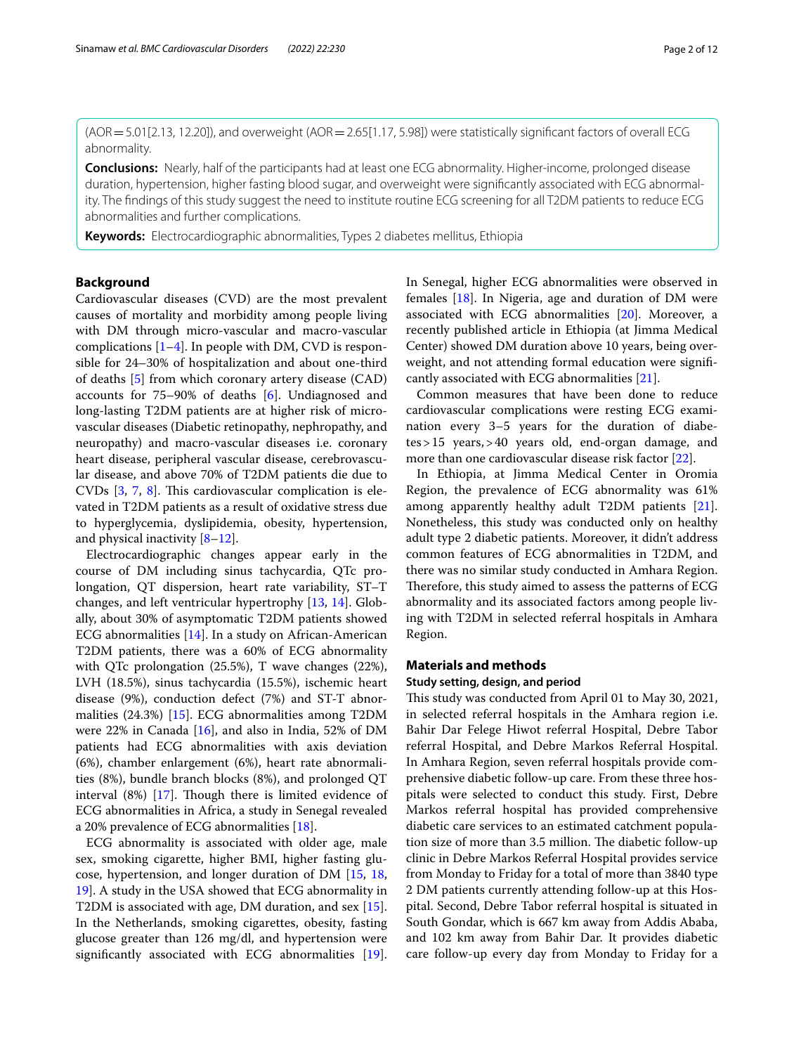(AOR = 5.01[2.13, 12.20]), and overweight (AOR = 2.65[1.17, 5.98]) were statistically significant factors of overall ECG abnormality.

**Conclusions:** Nearly, half of the participants had at least one ECG abnormality. Higher-income, prolonged disease duration, hypertension, higher fasting blood sugar, and overweight were significantly associated with ECG abnormality. The findings of this study suggest the need to institute routine ECG screening for all T2DM patients to reduce ECG abnormalities and further complications.

**Keywords:** Electrocardiographic abnormalities, Types 2 diabetes mellitus, Ethiopia

## Background

Cardiovascular diseases (CVD) are the most prevalent causes of mortality and morbidity among people living with DM through micro-vascular and macro-vascular complications [1–4]. In people with DM, CVD is responsible for 24–30% of hospitalization and about one-third of deaths [5] from which coronary artery disease (CAD) accounts for 75–90% of deaths [6]. Undiagnosed and long-lasting T2DM patients are at higher risk of micro-vascular diseases (Diabetic retinopathy, nephropathy, and neuropathy) and macro-vascular diseases i.e. coronary heart disease, peripheral vascular disease, cerebrovascular disease, and above 70% of T2DM patients die due to CVDs [3, 7, 8]. This cardiovascular complication is elevated in T2DM patients as a result of oxidative stress due to hyperglycemia, dyslipidemia, obesity, hypertension, and physical inactivity [8–12].

Electrocardiographic changes appear early in the course of DM including sinus tachycardia, QTc prolongation, QT dispersion, heart rate variability, ST–T changes, and left ventricular hypertrophy [13, 14]. Globally, about 30% of asymptomatic T2DM patients showed ECG abnormalities [14]. In a study on African-American T2DM patients, there was a 60% of ECG abnormality with QTc prolongation (25.5%), T wave changes (22%), LVH (18.5%), sinus tachycardia (15.5%), ischemic heart disease (9%), conduction defect (7%) and ST-T abnormalities (24.3%) [15]. ECG abnormalities among T2DM were 22% in Canada [16], and also in India, 52% of DM patients had ECG abnormalities with axis deviation (6%), chamber enlargement (6%), heart rate abnormalities (8%), bundle branch blocks (8%), and prolonged QT interval (8%) [17]. Though there is limited evidence of ECG abnormalities in Africa, a study in Senegal revealed a 20% prevalence of ECG abnormalities [18].

ECG abnormality is associated with older age, male sex, smoking cigarette, higher BMI, higher fasting glucose, hypertension, and longer duration of DM [15, 18, 19]. A study in the USA showed that ECG abnormality in T2DM is associated with age, DM duration, and sex [15]. In the Netherlands, smoking cigarettes, obesity, fasting glucose greater than 126 mg/dl, and hypertension were significantly associated with ECG abnormalities [19]. In Senegal, higher ECG abnormalities were observed in females [18]. In Nigeria, age and duration of DM were associated with ECG abnormalities [20]. Moreover, a recently published article in Ethiopia (at Jimma Medical Center) showed DM duration above 10 years, being overweight, and not attending formal education were significantly associated with ECG abnormalities [21].

Common measures that have been done to reduce cardiovascular complications were resting ECG examination every 3–5 years for the duration of diabetes > 15 years, > 40 years old, end-organ damage, and more than one cardiovascular disease risk factor [22].

In Ethiopia, at Jimma Medical Center in Oromia Region, the prevalence of ECG abnormality was 61% among apparently healthy adult T2DM patients [21]. Nonetheless, this study was conducted only on healthy adult type 2 diabetic patients. Moreover, it didn't address common features of ECG abnormalities in T2DM, and there was no similar study conducted in Amhara Region. Therefore, this study aimed to assess the patterns of ECG abnormality and its associated factors among people living with T2DM in selected referral hospitals in Amhara Region.

## Materials and methods

### Study setting, design, and period

This study was conducted from April 01 to May 30, 2021, in selected referral hospitals in the Amhara region i.e. Bahir Dar Felege Hiwot referral Hospital, Debre Tabor referral Hospital, and Debre Markos Referral Hospital. In Amhara Region, seven referral hospitals provide comprehensive diabetic follow-up care. From these three hospitals were selected to conduct this study. First, Debre Markos referral hospital has provided comprehensive diabetic care services to an estimated catchment population size of more than 3.5 million. The diabetic follow-up clinic in Debre Markos Referral Hospital provides service from Monday to Friday for a total of more than 3840 type 2 DM patients currently attending follow-up at this Hospital. Second, Debre Tabor referral hospital is situated in South Gondar, which is 667 km away from Addis Ababa, and 102 km away from Bahir Dar. It provides diabetic care follow-up every day from Monday to Friday for a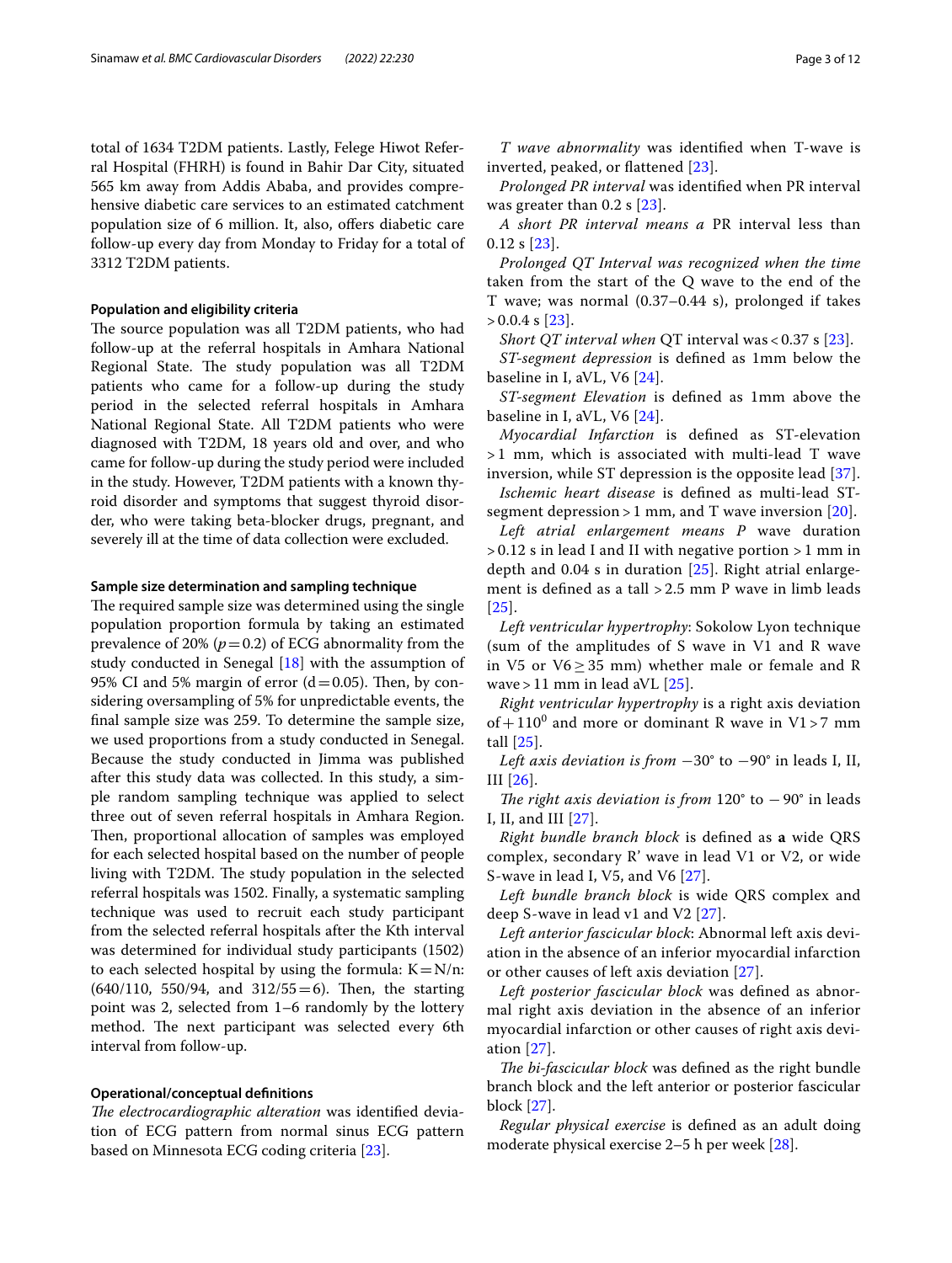total of 1634 T2DM patients. Lastly, Felege Hiwot Referral Hospital (FHRH) is found in Bahir Dar City, situated 565 km away from Addis Ababa, and provides comprehensive diabetic care services to an estimated catchment population size of 6 million. It, also, offers diabetic care follow-up every day from Monday to Friday for a total of 3312 T2DM patients.

#### Population and eligibility criteria

The source population was all T2DM patients, who had follow-up at the referral hospitals in Amhara National Regional State. The study population was all T2DM patients who came for a follow-up during the study period in the selected referral hospitals in Amhara National Regional State. All T2DM patients who were diagnosed with T2DM, 18 years old and over, and who came for follow-up during the study period were included in the study. However, T2DM patients with a known thyroid disorder and symptoms that suggest thyroid disorder, who were taking beta-blocker drugs, pregnant, and severely ill at the time of data collection were excluded.

#### Sample size determination and sampling technique

The required sample size was determined using the single population proportion formula by taking an estimated prevalence of 20% ($p = 0.2$) of ECG abnormality from the study conducted in Senegal [18] with the assumption of 95% CI and 5% margin of error ($d = 0.05$). Then, by considering oversampling of 5% for unpredictable events, the final sample size was 259. To determine the sample size, we used proportions from a study conducted in Senegal. Because the study conducted in Jimma was published after this study data was collected. In this study, a simple random sampling technique was applied to select three out of seven referral hospitals in Amhara Region. Then, proportional allocation of samples was employed for each selected hospital based on the number of people living with T2DM. The study population in the selected referral hospitals was 1502. Finally, a systematic sampling technique was used to recruit each study participant from the selected referral hospitals after the Kth interval was determined for individual study participants (1502) to each selected hospital by using the formula: $K = N/n$: (640/110, 550/94, and 312/55 = 6). Then, the starting point was 2, selected from 1–6 randomly by the lottery method. The next participant was selected every 6th interval from follow-up.

#### Operational/conceptual definitions

*The electrocardiographic alteration* was identified deviation of ECG pattern from normal sinus ECG pattern based on Minnesota ECG coding criteria [23].

*T wave abnormality* was identified when T-wave is inverted, peaked, or flattened [23].

*Prolonged PR interval* was identified when PR interval was greater than 0.2 s [23].

*A short PR interval means a* PR interval less than 0.12 s [23].

*Prolonged QT Interval was recognized when the time* taken from the start of the Q wave to the end of the T wave; was normal (0.37–0.44 s), prolonged if takes > 0.0.4 s [23].

*Short QT interval when* QT interval was < 0.37 s [23].

*ST-segment depression* is defined as 1mm below the baseline in I, aVL, V6 [24].

*ST-segment Elevation* is defined as 1mm above the baseline in I, aVL, V6 [24].

*Myocardial Infarction* is defined as ST-elevation > 1 mm, which is associated with multi-lead T wave inversion, while ST depression is the opposite lead [37].

*Ischemic heart disease* is defined as multi-lead ST-segment depression > 1 mm, and T wave inversion [20].

*Left atrial enlargement means* P wave duration > 0.12 s in lead I and II with negative portion > 1 mm in depth and 0.04 s in duration [25]. Right atrial enlargement is defined as a tall > 2.5 mm P wave in limb leads [25].

*Left ventricular hypertrophy*: Sokolow Lyon technique (sum of the amplitudes of S wave in V1 and R wave in V5 or V6 ≥ 35 mm) whether male or female and R wave > 11 mm in lead aVL [25].

*Right ventricular hypertrophy* is a right axis deviation of $+110^0$ and more or dominant R wave in V1 > 7 mm tall [25].

*Left axis deviation is from* −30° to −90° in leads I, II, III [26].

*The right axis deviation is from* 120° to − 90° in leads I, II, and III [27].

*Right bundle branch block* is defined as **a** wide QRS complex, secondary R' wave in lead V1 or V2, or wide S-wave in lead I, V5, and V6 [27].

*Left bundle branch block* is wide QRS complex and deep S-wave in lead v1 and V2 [27].

*Left anterior fascicular block*: Abnormal left axis deviation in the absence of an inferior myocardial infarction or other causes of left axis deviation [27].

*Left posterior fascicular block* was defined as abnormal right axis deviation in the absence of an inferior myocardial infarction or other causes of right axis deviation [27].

*The bi-fascicular block* was defined as the right bundle branch block and the left anterior or posterior fascicular block [27].

*Regular physical exercise* is defined as an adult doing moderate physical exercise 2–5 h per week [28].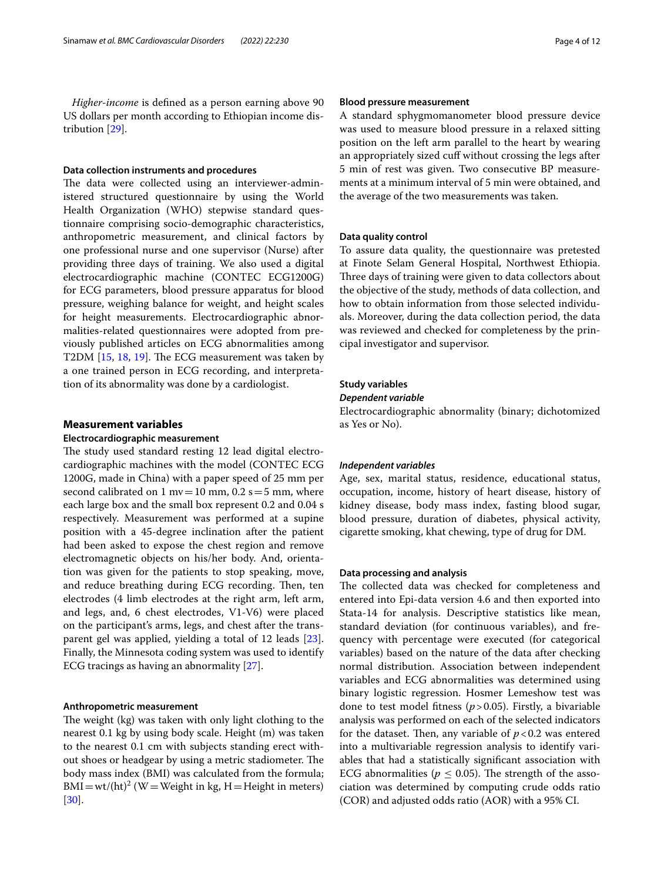*Higher-income* is defined as a person earning above 90 US dollars per month according to Ethiopian income distribution [29].

### Data collection instruments and procedures

The data were collected using an interviewer-administered structured questionnaire by using the World Health Organization (WHO) stepwise standard questionnaire comprising socio-demographic characteristics, anthropometric measurement, and clinical factors by one professional nurse and one supervisor (Nurse) after providing three days of training. We also used a digital electrocardiographic machine (CONTEC ECG1200G) for ECG parameters, blood pressure apparatus for blood pressure, weighing balance for weight, and height scales for height measurements. Electrocardiographic abnormalities-related questionnaires were adopted from previously published articles on ECG abnormalities among T2DM [15, 18, 19]. The ECG measurement was taken by a one trained person in ECG recording, and interpretation of its abnormality was done by a cardiologist.

## Measurement variables

### Electrocardiographic measurement

The study used standard resting 12 lead digital electrocardiographic machines with the model (CONTEC ECG 1200G, made in China) with a paper speed of 25 mm per second calibrated on 1 mv = 10 mm, 0.2 s = 5 mm, where each large box and the small box represent 0.2 and 0.04 s respectively. Measurement was performed at a supine position with a 45-degree inclination after the patient had been asked to expose the chest region and remove electromagnetic objects on his/her body. And, orientation was given for the patients to stop speaking, move, and reduce breathing during ECG recording. Then, ten electrodes (4 limb electrodes at the right arm, left arm, and legs, and, 6 chest electrodes, V1-V6) were placed on the participant's arms, legs, and chest after the transparent gel was applied, yielding a total of 12 leads [23]. Finally, the Minnesota coding system was used to identify ECG tracings as having an abnormality [27].

### Anthropometric measurement

The weight (kg) was taken with only light clothing to the nearest 0.1 kg by using body scale. Height (m) was taken to the nearest 0.1 cm with subjects standing erect without shoes or headgear by using a metric stadiometer. The body mass index (BMI) was calculated from the formula; $BMI = wt/(ht)^2$ (W = Weight in kg, H = Height in meters) [30].

### Blood pressure measurement

A standard sphygmomanometer blood pressure device was used to measure blood pressure in a relaxed sitting position on the left arm parallel to the heart by wearing an appropriately sized cuff without crossing the legs after 5 min of rest was given. Two consecutive BP measurements at a minimum interval of 5 min were obtained, and the average of the two measurements was taken.

### Data quality control

To assure data quality, the questionnaire was pretested at Finote Selam General Hospital, Northwest Ethiopia. Three days of training were given to data collectors about the objective of the study, methods of data collection, and how to obtain information from those selected individuals. Moreover, during the data collection period, the data was reviewed and checked for completeness by the principal investigator and supervisor.

### Study variables

#### *Dependent variable*

Electrocardiographic abnormality (binary; dichotomized as Yes or No).

#### *Independent variables*

Age, sex, marital status, residence, educational status, occupation, income, history of heart disease, history of kidney disease, body mass index, fasting blood sugar, blood pressure, duration of diabetes, physical activity, cigarette smoking, khat chewing, type of drug for DM.

### Data processing and analysis

The collected data was checked for completeness and entered into Epi-data version 4.6 and then exported into Stata-14 for analysis. Descriptive statistics like mean, standard deviation (for continuous variables), and frequency with percentage were executed (for categorical variables) based on the nature of the data after checking normal distribution. Association between independent variables and ECG abnormalities was determined using binary logistic regression. Hosmer Lemeshow test was done to test model fitness ($p > 0.05$). Firstly, a bivariable analysis was performed on each of the selected indicators for the dataset. Then, any variable of $p < 0.2$ was entered into a multivariable regression analysis to identify variables that had a statistically significant association with ECG abnormalities ($p \leq 0.05$). The strength of the association was determined by computing crude odds ratio (COR) and adjusted odds ratio (AOR) with a 95% CI.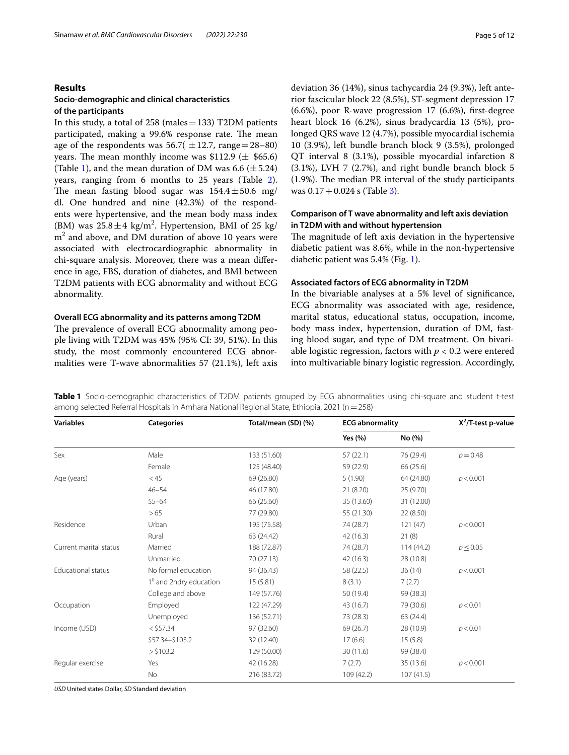## Results

### Socio-demographic and clinical characteristics of the participants

In this study, a total of 258 (males = 133) T2DM patients participated, making a 99.6% response rate. The mean age of the respondents was 56.7( ± 12.7, range = 28–80) years. The mean monthly income was $112.9 (± $65.6) (Table 1), and the mean duration of DM was 6.6 (± 5.24) years, ranging from 6 months to 25 years (Table 2). The mean fasting blood sugar was 154.4 ± 50.6 mg/dl. One hundred and nine (42.3%) of the respondents were hypertensive, and the mean body mass index (BM) was 25.8 ± 4 kg/m$^2$. Hypertension, BMI of 25 kg/m$^2$ and above, and DM duration of above 10 years were associated with electrocardiographic abnormality in chi-square analysis. Moreover, there was a mean difference in age, FBS, duration of diabetes, and BMI between T2DM patients with ECG abnormality and without ECG abnormality.

### Overall ECG abnormality and its patterns among T2DM

The prevalence of overall ECG abnormality among people living with T2DM was 45% (95% CI: 39, 51%). In this study, the most commonly encountered ECG abnormalities were T-wave abnormalities 57 (21.1%), left axis deviation 36 (14%), sinus tachycardia 24 (9.3%), left anterior fascicular block 22 (8.5%), ST-segment depression 17 (6.6%), poor R-wave progression 17 (6.6%), first-degree heart block 16 (6.2%), sinus bradycardia 13 (5%), prolonged QRS wave 12 (4.7%), possible myocardial ischemia 10 (3.9%), left bundle branch block 9 (3.5%), prolonged QT interval 8 (3.1%), possible myocardial infarction 8 (3.1%), LVH 7 (2.7%), and right bundle branch block 5 (1.9%). The median PR interval of the study participants was 0.17 + 0.024 s (Table 3).

### Comparison of T wave abnormality and left axis deviation in T2DM with and without hypertension

The magnitude of left axis deviation in the hypertensive diabetic patient was 8.6%, while in the non-hypertensive diabetic patient was 5.4% (Fig. 1).

### Associated factors of ECG abnormality in T2DM

In the bivariable analyses at a 5% level of significance, ECG abnormality was associated with age, residence, marital status, educational status, occupation, income, body mass index, hypertension, duration of DM, fasting blood sugar, and type of DM treatment. On bivariable logistic regression, factors with $p < 0.2$ were entered into multivariable binary logistic regression. Accordingly,

**Table 1** Socio-demographic characteristics of T2DM patients grouped by ECG abnormalities using chi-square and student t-test among selected Referral Hospitals in Amhara National Regional State, Ethiopia, 2021 (n = 258)

| Variables | Categories | Total/mean (SD) (%) | ECG abnormality | | $X^2$/T-test p-value |
|---|---|---|---|---|---|
| | | | Yes (%) | No (%) | |
| Sex | Male | 133 (51.60) | 57 (22.1) | 76 (29.4) | $p = 0.48$ |
| | Female | 125 (48.40) | 59 (22.9) | 66 (25.6) | |
| Age (years) | < 45 | 69 (26.80) | 5 (1.90) | 64 (24.80) | $p < 0.001$ |
| | 46–54 | 46 (17.80) | 21 (8.20) | 25 (9.70) | |
| | 55–64 | 66 (25.60) | 35 (13.60) | 31 (12.00) | |
| | > 65 | 77 (29.80) | 55 (21.30) | 22 (8.50) | |
| Residence | Urban | 195 (75.58) | 74 (28.7) | 121 (47) | $p < 0.001$ |
| | Rural | 63 (24.42) | 42 (16.3) | 21 (8) | |
| Current marital status | Married | 188 (72.87) | 74 (28.7) | 114 (44.2) | $p \le 0.05$ |
| | Unmarried | 70 (27.13) | 42 (16.3) | 28 (10.8) | |
| Educational status | No formal education | 94 (36.43) | 58 (22.5) | 36 (14) | $p < 0.001$ |
| | 1$^0$ and 2ndry education | 15 (5.81) | 8 (3.1) | 7 (2.7) | |
| | College and above | 149 (57.76) | 50 (19.4) | 99 (38.3) | |
| Occupation | Employed | 122 (47.29) | 43 (16.7) | 79 (30.6) | $p < 0.01$ |
| | Unemployed | 136 (52.71) | 73 (28.3) | 63 (24.4) | |
| Income (USD) | < $57.34 | 97 (32.60) | 69 (26.7) | 28 (10.9) | $p < 0.01$ |
| | $57.34–$103.2 | 32 (12.40) | 17 (6.6) | 15 (5.8) | |
| | > $103.2 | 129 (50.00) | 30 (11.6) | 99 (38.4) | |
| Regular exercise | Yes | 42 (16.28) | 7 (2.7) | 35 (13.6) | $p < 0.001$ |
| | No | 216 (83.72) | 109 (42.2) | 107 (41.5) | |

*USD* United states Dollar, *SD* Standard deviation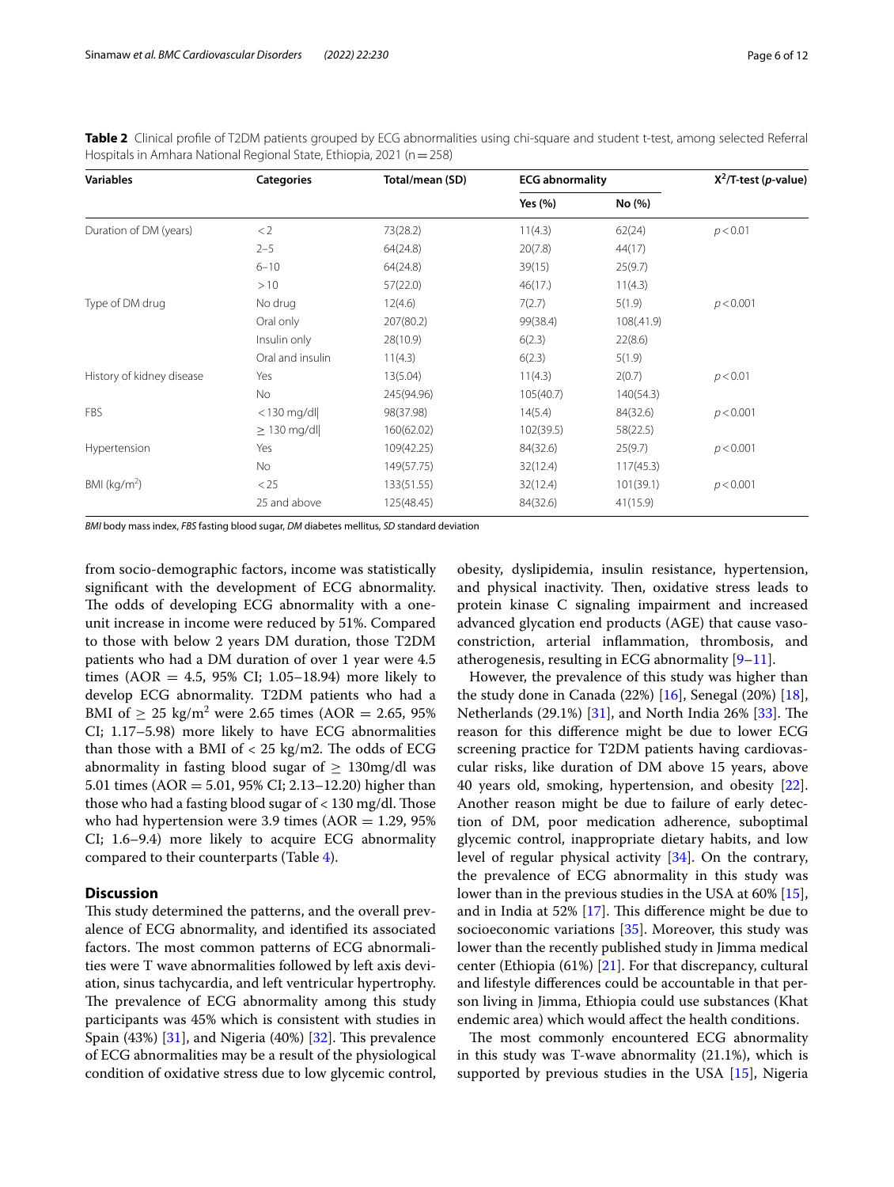**Table 2** Clinical profile of T2DM patients grouped by ECG abnormalities using chi-square and student t-test, among selected Referral Hospitals in Amhara National Regional State, Ethiopia, 2021 (n = 258)

| Variables | Categories | Total/mean (SD) | ECG abnormality | | $X^2$/T-test (*p*-value) |
|---|---|---|---|---|---|
| | | | Yes (%) | No (%) | |
| Duration of DM (years) | < 2 | 73(28.2) | 11(4.3) | 62(24) | $p < 0.01$ |
| | 2–5 | 64(24.8) | 20(7.8) | 44(17) | |
| | 6–10 | 64(24.8) | 39(15) | 25(9.7) | |
| | > 10 | 57(22.0) | 46(17.) | 11(4.3) | |
| Type of DM drug | No drug | 12(4.6) | 7(2.7) | 5(1.9) | $p < 0.001$ |
| | Oral only | 207(80.2) | 99(38.4) | 108(.41.9) | |
| | Insulin only | 28(10.9) | 6(2.3) | 22(8.6) | |
| | Oral and insulin | 11(4.3) | 6(2.3) | 5(1.9) | |
| History of kidney disease | Yes | 13(5.04) | 11(4.3) | 2(0.7) | $p < 0.01$ |
| | No | 245(94.96) | 105(40.7) | 140(54.3) | |
| FBS | < 130 mg/dl\| | 98(37.98) | 14(5.4) | 84(32.6) | $p < 0.001$ |
| | ≥ 130 mg/dl\| | 160(62.02) | 102(39.5) | 58(22.5) | |
| Hypertension | Yes | 109(42.25) | 84(32.6) | 25(9.7) | $p < 0.001$ |
| | No | 149(57.75) | 32(12.4) | 117(45.3) | |
| BMI (kg/m$^2$) | < 25 | 133(51.55) | 32(12.4) | 101(39.1) | $p < 0.001$ |
| | 25 and above | 125(48.45) | 84(32.6) | 41(15.9) | |

*BMI* body mass index, *FBS* fasting blood sugar, *DM* diabetes mellitus, *SD* standard deviation

from socio-demographic factors, income was statistically significant with the development of ECG abnormality. The odds of developing ECG abnormality with a one-unit increase in income were reduced by 51%. Compared to those with below 2 years DM duration, those T2DM patients who had a DM duration of over 1 year were 4.5 times (AOR = 4.5, 95% CI; 1.05–18.94) more likely to develop ECG abnormality. T2DM patients who had a BMI of ≥ 25 kg/m$^2$ were 2.65 times (AOR = 2.65, 95% CI; 1.17–5.98) more likely to have ECG abnormalities than those with a BMI of < 25 kg/m2. The odds of ECG abnormality in fasting blood sugar of ≥ 130mg/dl was 5.01 times (AOR = 5.01, 95% CI; 2.13–12.20) higher than those who had a fasting blood sugar of < 130 mg/dl. Those who had hypertension were 3.9 times (AOR = 1.29, 95% CI; 1.6–9.4) more likely to acquire ECG abnormality compared to their counterparts (Table 4).

## Discussion

This study determined the patterns, and the overall prevalence of ECG abnormality, and identified its associated factors. The most common patterns of ECG abnormalities were T wave abnormalities followed by left axis deviation, sinus tachycardia, and left ventricular hypertrophy. The prevalence of ECG abnormality among this study participants was 45% which is consistent with studies in Spain (43%) [31], and Nigeria (40%) [32]. This prevalence of ECG abnormalities may be a result of the physiological condition of oxidative stress due to low glycemic control, obesity, dyslipidemia, insulin resistance, hypertension, and physical inactivity. Then, oxidative stress leads to protein kinase C signaling impairment and increased advanced glycation end products (AGE) that cause vasoconstriction, arterial inflammation, thrombosis, and atherogenesis, resulting in ECG abnormality [9–11].

However, the prevalence of this study was higher than the study done in Canada (22%) [16], Senegal (20%) [18], Netherlands (29.1%) [31], and North India 26% [33]. The reason for this difference might be due to lower ECG screening practice for T2DM patients having cardiovascular risks, like duration of DM above 15 years, above 40 years old, smoking, hypertension, and obesity [22]. Another reason might be due to failure of early detection of DM, poor medication adherence, suboptimal glycemic control, inappropriate dietary habits, and low level of regular physical activity [34]. On the contrary, the prevalence of ECG abnormality in this study was lower than in the previous studies in the USA at 60% [15], and in India at 52% [17]. This difference might be due to socioeconomic variations [35]. Moreover, this study was lower than the recently published study in Jimma medical center (Ethiopia (61%) [21]. For that discrepancy, cultural and lifestyle differences could be accountable in that person living in Jimma, Ethiopia could use substances (Khat endemic area) which would affect the health conditions.

The most commonly encountered ECG abnormality in this study was T-wave abnormality (21.1%), which is supported by previous studies in the USA [15], Nigeria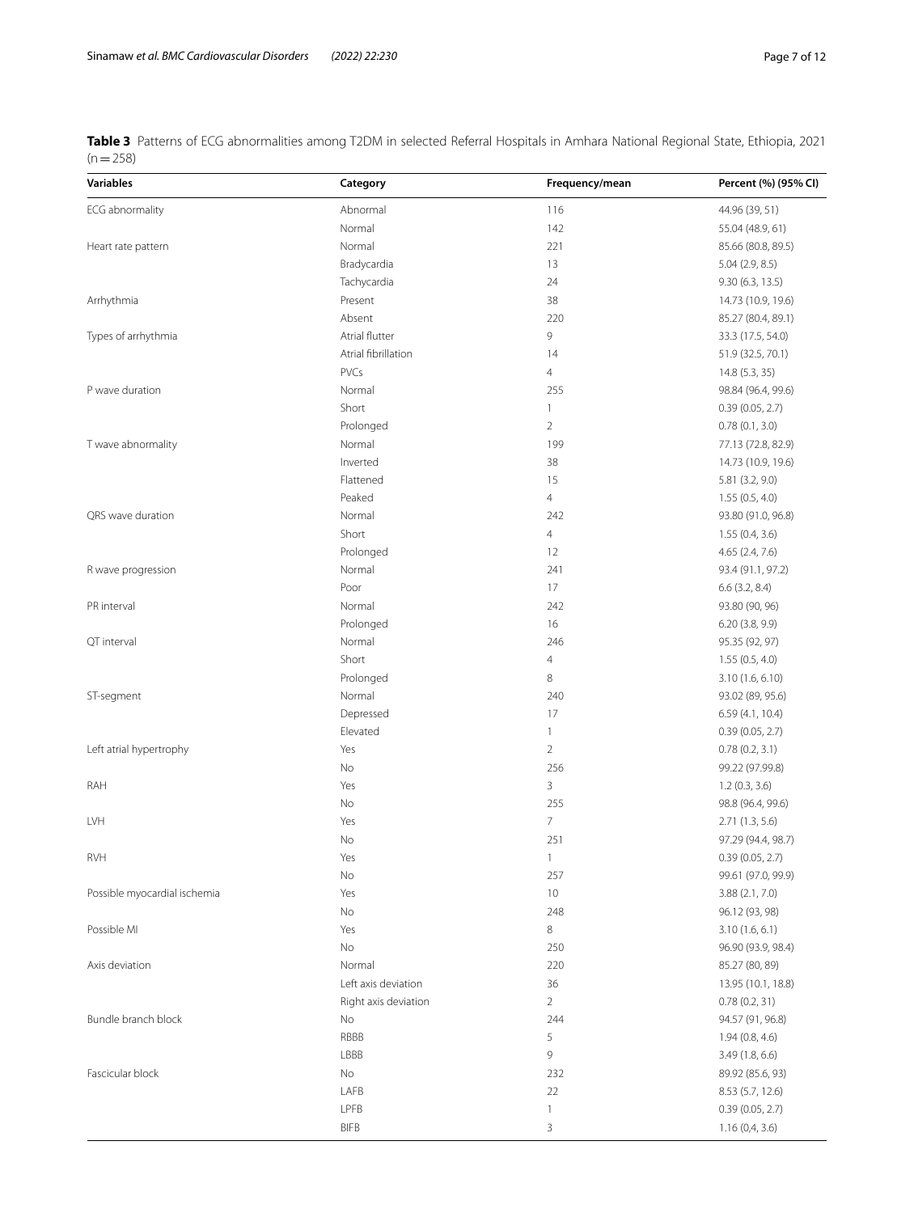**Table 3** Patterns of ECG abnormalities among T2DM in selected Referral Hospitals in Amhara National Regional State, Ethiopia, 2021 (n = 258)

| Variables | Category | Frequency/mean | Percent (%) (95% CI) |
|---|---|---|---|
| ECG abnormality | Abnormal | 116 | 44.96 (39, 51) |
| | Normal | 142 | 55.04 (48.9, 61) |
| Heart rate pattern | Normal | 221 | 85.66 (80.8, 89.5) |
| | Bradycardia | 13 | 5.04 (2.9, 8.5) |
| | Tachycardia | 24 | 9.30 (6.3, 13.5) |
| Arrhythmia | Present | 38 | 14.73 (10.9, 19.6) |
| | Absent | 220 | 85.27 (80.4, 89.1) |
| Types of arrhythmia | Atrial flutter | 9 | 33.3 (17.5, 54.0) |
| | Atrial fibrillation | 14 | 51.9 (32.5, 70.1) |
| | PVCs | 4 | 14.8 (5.3, 35) |
| P wave duration | Normal | 255 | 98.84 (96.4, 99.6) |
| | Short | 1 | 0.39 (0.05, 2.7) |
| | Prolonged | 2 | 0.78 (0.1, 3.0) |
| T wave abnormality | Normal | 199 | 77.13 (72.8, 82.9) |
| | Inverted | 38 | 14.73 (10.9, 19.6) |
| | Flattened | 15 | 5.81 (3.2, 9.0) |
| | Peaked | 4 | 1.55 (0.5, 4.0) |
| QRS wave duration | Normal | 242 | 93.80 (91.0, 96.8) |
| | Short | 4 | 1.55 (0.4, 3.6) |
| | Prolonged | 12 | 4.65 (2.4, 7.6) |
| R wave progression | Normal | 241 | 93.4 (91.1, 97.2) |
| | Poor | 17 | 6.6 (3.2, 8.4) |
| PR interval | Normal | 242 | 93.80 (90, 96) |
| | Prolonged | 16 | 6.20 (3.8, 9.9) |
| QT interval | Normal | 246 | 95.35 (92, 97) |
| | Short | 4 | 1.55 (0.5, 4.0) |
| | Prolonged | 8 | 3.10 (1.6, 6.10) |
| ST-segment | Normal | 240 | 93.02 (89, 95.6) |
| | Depressed | 17 | 6.59 (4.1, 10.4) |
| | Elevated | 1 | 0.39 (0.05, 2.7) |
| Left atrial hypertrophy | Yes | 2 | 0.78 (0.2, 3.1) |
| | No | 256 | 99.22 (97.99.8) |
| RAH | Yes | 3 | 1.2 (0.3, 3.6) |
| | No | 255 | 98.8 (96.4, 99.6) |
| LVH | Yes | 7 | 2.71 (1.3, 5.6) |
| | No | 251 | 97.29 (94.4, 98.7) |
| RVH | Yes | 1 | 0.39 (0.05, 2.7) |
| | No | 257 | 99.61 (97.0, 99.9) |
| Possible myocardial ischemia | Yes | 10 | 3.88 (2.1, 7.0) |
| | No | 248 | 96.12 (93, 98) |
| Possible MI | Yes | 8 | 3.10 (1.6, 6.1) |
| | No | 250 | 96.90 (93.9, 98.4) |
| Axis deviation | Normal | 220 | 85.27 (80, 89) |
| | Left axis deviation | 36 | 13.95 (10.1, 18.8) |
| | Right axis deviation | 2 | 0.78 (0.2, 31) |
| Bundle branch block | No | 244 | 94.57 (91, 96.8) |
| | RBBB | 5 | 1.94 (0.8, 4.6) |
| | LBBB | 9 | 3.49 (1.8, 6.6) |
| Fascicular block | No | 232 | 89.92 (85.6, 93) |
| | LAFB | 22 | 8.53 (5.7, 12.6) |
| | LPFB | 1 | 0.39 (0.05, 2.7) |
| | BIFB | 3 | 1.16 (0,4, 3.6) |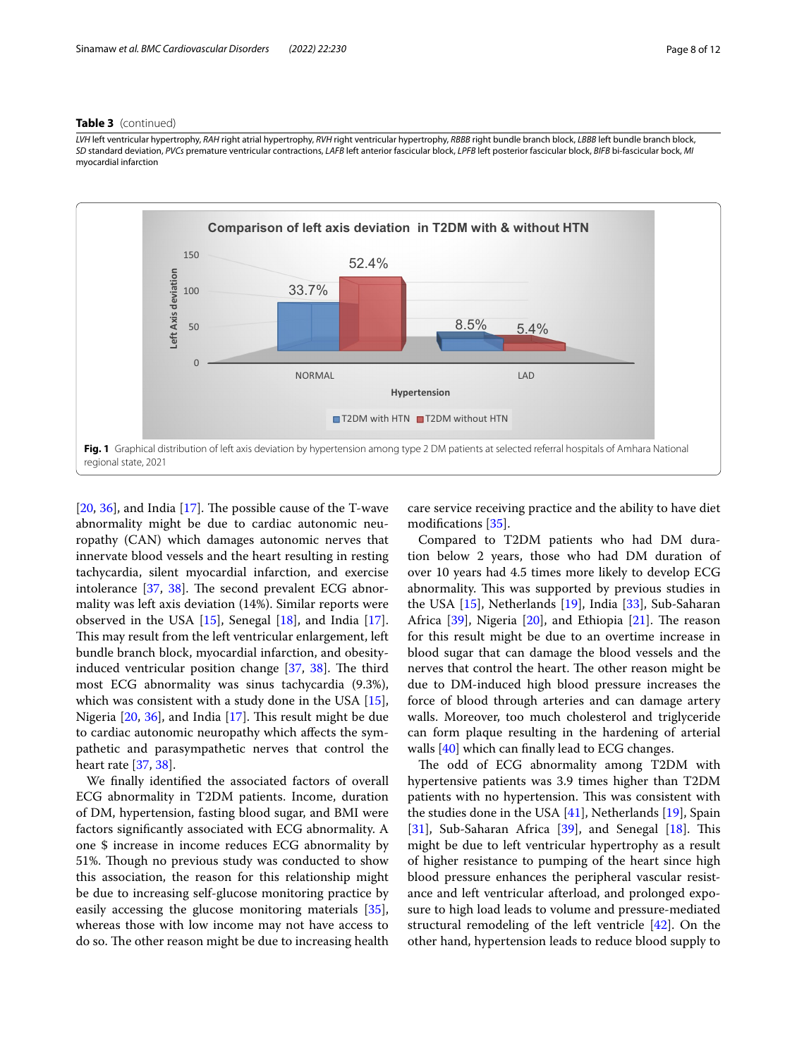**Table 3** (continued)

*LVH* left ventricular hypertrophy, *RAH* right atrial hypertrophy, *RVH* right ventricular hypertrophy, *RBBB* right bundle branch block, *LBBB* left bundle branch block, *SD* standard deviation, *PVCs* premature ventricular contractions, *LAFB* left anterior fascicular block, *LPFB* left posterior fascicular block, *BIFB* bi-fascicular bock, *MI* myocardial infarction

**Fig. 1** Graphical distribution of left axis deviation by hypertension among type 2 DM patients at selected referral hospitals of Amhara National regional state, 2021

[20, 36], and India [17]. The possible cause of the T-wave abnormality might be due to cardiac autonomic neuropathy (CAN) which damages autonomic nerves that innervate blood vessels and the heart resulting in resting tachycardia, silent myocardial infarction, and exercise intolerance [37, 38]. The second prevalent ECG abnormality was left axis deviation (14%). Similar reports were observed in the USA [15], Senegal [18], and India [17]. This may result from the left ventricular enlargement, left bundle branch block, myocardial infarction, and obesity-induced ventricular position change [37, 38]. The third most ECG abnormality was sinus tachycardia (9.3%), which was consistent with a study done in the USA [15], Nigeria [20, 36], and India [17]. This result might be due to cardiac autonomic neuropathy which affects the sympathetic and parasympathetic nerves that control the heart rate [37, 38].

We finally identified the associated factors of overall ECG abnormality in T2DM patients. Income, duration of DM, hypertension, fasting blood sugar, and BMI were factors significantly associated with ECG abnormality. A one $ increase in income reduces ECG abnormality by 51%. Though no previous study was conducted to show this association, the reason for this relationship might be due to increasing self-glucose monitoring practice by easily accessing the glucose monitoring materials [35], whereas those with low income may not have access to do so. The other reason might be due to increasing health care service receiving practice and the ability to have diet modifications [35].

Compared to T2DM patients who had DM duration below 2 years, those who had DM duration of over 10 years had 4.5 times more likely to develop ECG abnormality. This was supported by previous studies in the USA [15], Netherlands [19], India [33], Sub-Saharan Africa [39], Nigeria [20], and Ethiopia [21]. The reason for this result might be due to an overtime increase in blood sugar that can damage the blood vessels and the nerves that control the heart. The other reason might be due to DM-induced high blood pressure increases the force of blood through arteries and can damage artery walls. Moreover, too much cholesterol and triglyceride can form plaque resulting in the hardening of arterial walls [40] which can finally lead to ECG changes.

The odd of ECG abnormality among T2DM with hypertensive patients was 3.9 times higher than T2DM patients with no hypertension. This was consistent with the studies done in the USA [41], Netherlands [19], Spain [31], Sub-Saharan Africa [39], and Senegal [18]. This might be due to left ventricular hypertrophy as a result of higher resistance to pumping of the heart since high blood pressure enhances the peripheral vascular resistance and left ventricular afterload, and prolonged exposure to high load leads to volume and pressure-mediated structural remodeling of the left ventricle [42]. On the other hand, hypertension leads to reduce blood supply to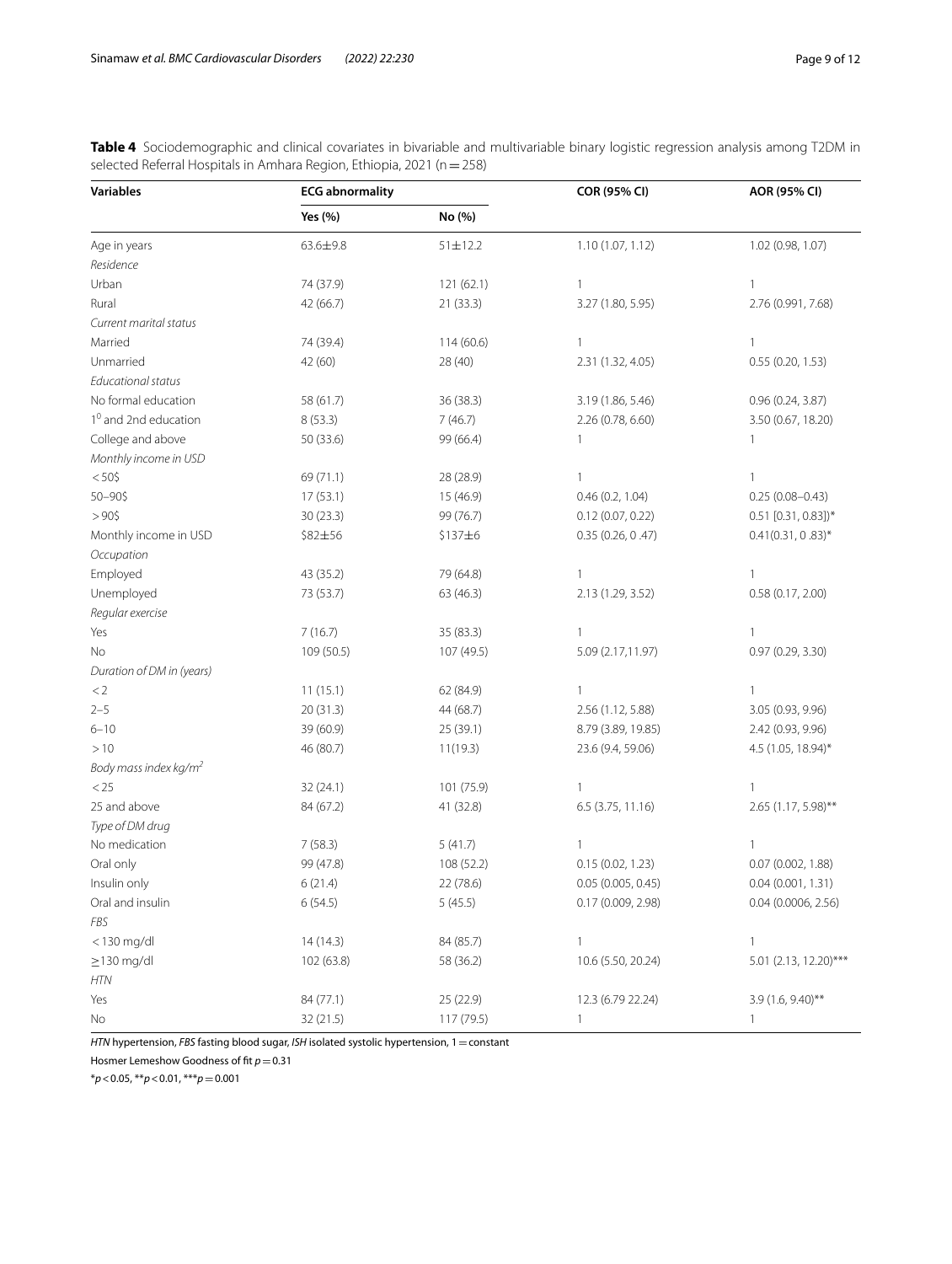**Table 4** Sociodemographic and clinical covariates in bivariable and multivariable binary logistic regression analysis among T2DM in selected Referral Hospitals in Amhara Region, Ethiopia, 2021 (n = 258)

| Variables | ECG abnormality | | COR (95% CI) | AOR (95% CI) |
|---|---|---|---|---|
| | Yes (%) | No (%) | | |
| Age in years | 63.6±9.8 | 51±12.2 | 1.10 (1.07, 1.12) | 1.02 (0.98, 1.07) |
| *Residence* | | | | |
| Urban | 74 (37.9) | 121 (62.1) | 1 | 1 |
| Rural | 42 (66.7) | 21 (33.3) | 3.27 (1.80, 5.95) | 2.76 (0.991, 7.68) |
| *Current marital status* | | | | |
| Married | 74 (39.4) | 114 (60.6) | 1 | 1 |
| Unmarried | 42 (60) | 28 (40) | 2.31 (1.32, 4.05) | 0.55 (0.20, 1.53) |
| *Educational status* | | | | |
| No formal education | 58 (61.7) | 36 (38.3) | 3.19 (1.86, 5.46) | 0.96 (0.24, 3.87) |
| $1^0$ and 2nd education | 8 (53.3) | 7 (46.7) | 2.26 (0.78, 6.60) | 3.50 (0.67, 18.20) |
| College and above | 50 (33.6) | 99 (66.4) | 1 | 1 |
| *Monthly income in USD* | | | | |
| < 50$ | 69 (71.1) | 28 (28.9) | 1 | 1 |
| 50–90$ | 17 (53.1) | 15 (46.9) | 0.46 (0.2, 1.04) | 0.25 (0.08–0.43) |
| > 90$ | 30 (23.3) | 99 (76.7) | 0.12 (0.07, 0.22) | 0.51 [0.31, 0.83])* |
| Monthly income in USD | $82±56 | $137±6 | 0.35 (0.26, 0 .47) | 0.41(0.31, 0 .83)* |
| *Occupation* | | | | |
| Employed | 43 (35.2) | 79 (64.8) | 1 | 1 |
| Unemployed | 73 (53.7) | 63 (46.3) | 2.13 (1.29, 3.52) | 0.58 (0.17, 2.00) |
| *Regular exercise* | | | | |
| Yes | 7 (16.7) | 35 (83.3) | 1 | 1 |
| No | 109 (50.5) | 107 (49.5) | 5.09 (2.17,11.97) | 0.97 (0.29, 3.30) |
| *Duration of DM in (years)* | | | | |
| < 2 | 11 (15.1) | 62 (84.9) | 1 | 1 |
| 2–5 | 20 (31.3) | 44 (68.7) | 2.56 (1.12, 5.88) | 3.05 (0.93, 9.96) |
| 6–10 | 39 (60.9) | 25 (39.1) | 8.79 (3.89, 19.85) | 2.42 (0.93, 9.96) |
| > 10 | 46 (80.7) | 11(19.3) | 23.6 (9.4, 59.06) | 4.5 (1.05, 18.94)* |
| *Body mass index kg/m²* | | | | |
| < 25 | 32 (24.1) | 101 (75.9) | 1 | 1 |
| 25 and above | 84 (67.2) | 41 (32.8) | 6.5 (3.75, 11.16) | 2.65 (1.17, 5.98)** |
| *Type of DM drug* | | | | |
| No medication | 7 (58.3) | 5 (41.7) | 1 | 1 |
| Oral only | 99 (47.8) | 108 (52.2) | 0.15 (0.02, 1.23) | 0.07 (0.002, 1.88) |
| Insulin only | 6 (21.4) | 22 (78.6) | 0.05 (0.005, 0.45) | 0.04 (0.001, 1.31) |
| Oral and insulin | 6 (54.5) | 5 (45.5) | 0.17 (0.009, 2.98) | 0.04 (0.0006, 2.56) |
| *FBS* | | | | |
| < 130 mg/dl | 14 (14.3) | 84 (85.7) | 1 | 1 |
| ≥130 mg/dl | 102 (63.8) | 58 (36.2) | 10.6 (5.50, 20.24) | 5.01 (2.13, 12.20)*** |
| *HTN* | | | | |
| Yes | 84 (77.1) | 25 (22.9) | 12.3 (6.79 22.24) | 3.9 (1.6, 9.40)** |
| No | 32 (21.5) | 117 (79.5) | 1 | 1 |

*HTN* hypertension, *FBS* fasting blood sugar, *ISH* isolated systolic hypertension, 1 = constant

Hosmer Lemeshow Goodness of fit $p = 0.31$

*$p < 0.05$, **$p < 0.01$, ***$p = 0.001$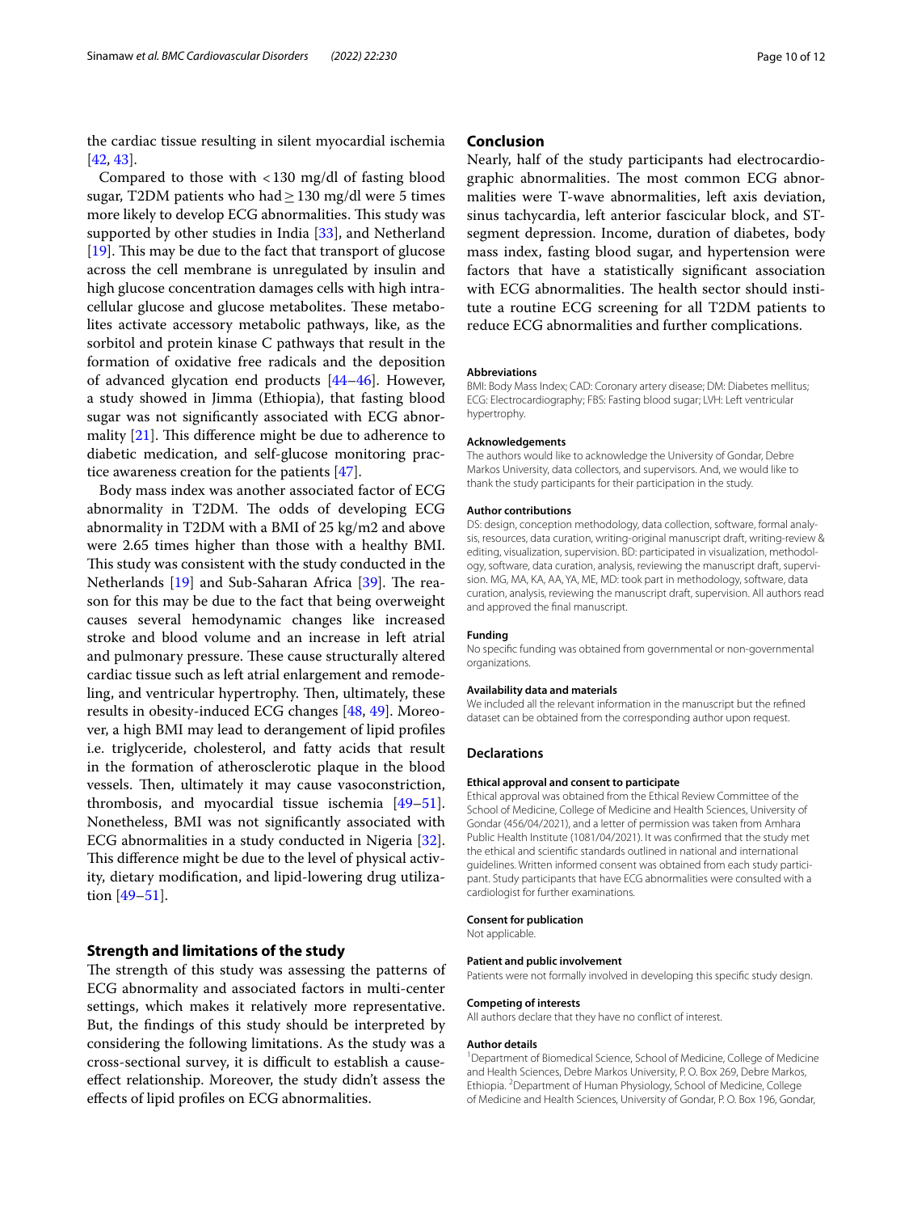the cardiac tissue resulting in silent myocardial ischemia [42, 43].

Compared to those with <130 mg/dl of fasting blood sugar, T2DM patients who had ≥ 130 mg/dl were 5 times more likely to develop ECG abnormalities. This study was supported by other studies in India [33], and Netherland [19]. This may be due to the fact that transport of glucose across the cell membrane is unregulated by insulin and high glucose concentration damages cells with high intracellular glucose and glucose metabolites. These metabolites activate accessory metabolic pathways, like, as the sorbitol and protein kinase C pathways that result in the formation of oxidative free radicals and the deposition of advanced glycation end products [44–46]. However, a study showed in Jimma (Ethiopia), that fasting blood sugar was not significantly associated with ECG abnormality [21]. This difference might be due to adherence to diabetic medication, and self-glucose monitoring practice awareness creation for the patients [47].

Body mass index was another associated factor of ECG abnormality in T2DM. The odds of developing ECG abnormality in T2DM with a BMI of 25 kg/m2 and above were 2.65 times higher than those with a healthy BMI. This study was consistent with the study conducted in the Netherlands [19] and Sub-Saharan Africa [39]. The reason for this may be due to the fact that being overweight causes several hemodynamic changes like increased stroke and blood volume and an increase in left atrial and pulmonary pressure. These cause structurally altered cardiac tissue such as left atrial enlargement and remodeling, and ventricular hypertrophy. Then, ultimately, these results in obesity-induced ECG changes [48, 49]. Moreover, a high BMI may lead to derangement of lipid profiles i.e. triglyceride, cholesterol, and fatty acids that result in the formation of atherosclerotic plaque in the blood vessels. Then, ultimately it may cause vasoconstriction, thrombosis, and myocardial tissue ischemia [49–51]. Nonetheless, BMI was not significantly associated with ECG abnormalities in a study conducted in Nigeria [32]. This difference might be due to the level of physical activity, dietary modification, and lipid-lowering drug utilization [49–51].

## Strength and limitations of the study

The strength of this study was assessing the patterns of ECG abnormality and associated factors in multi-center settings, which makes it relatively more representative. But, the findings of this study should be interpreted by considering the following limitations. As the study was a cross-sectional survey, it is difficult to establish a cause-effect relationship. Moreover, the study didn't assess the effects of lipid profiles on ECG abnormalities.

## Conclusion

Nearly, half of the study participants had electrocardiographic abnormalities. The most common ECG abnormalities were T-wave abnormalities, left axis deviation, sinus tachycardia, left anterior fascicular block, and ST-segment depression. Income, duration of diabetes, body mass index, fasting blood sugar, and hypertension were factors that have a statistically significant association with ECG abnormalities. The health sector should institute a routine ECG screening for all T2DM patients to reduce ECG abnormalities and further complications.

#### Abbreviations

BMI: Body Mass Index; CAD: Coronary artery disease; DM: Diabetes mellitus; ECG: Electrocardiography; FBS: Fasting blood sugar; LVH: Left ventricular hypertrophy.

#### Acknowledgements

The authors would like to acknowledge the University of Gondar, Debre Markos University, data collectors, and supervisors. And, we would like to thank the study participants for their participation in the study.

#### Author contributions

DS: design, conception methodology, data collection, software, formal analysis, resources, data curation, writing-original manuscript draft, writing-review & editing, visualization, supervision. BD: participated in visualization, methodology, software, data curation, analysis, reviewing the manuscript draft, supervision. MG, MA, KA, AA, YA, ME, MD: took part in methodology, software, data curation, analysis, reviewing the manuscript draft, supervision. All authors read and approved the final manuscript.

#### Funding

No specific funding was obtained from governmental or non-governmental organizations.

#### Availability data and materials

We included all the relevant information in the manuscript but the refined dataset can be obtained from the corresponding author upon request.

### Declarations

#### Ethical approval and consent to participate

Ethical approval was obtained from the Ethical Review Committee of the School of Medicine, College of Medicine and Health Sciences, University of Gondar (456/04/2021), and a letter of permission was taken from Amhara Public Health Institute (1081/04/2021). It was confirmed that the study met the ethical and scientific standards outlined in national and international guidelines. Written informed consent was obtained from each study participant. Study participants that have ECG abnormalities were consulted with a cardiologist for further examinations.

#### Consent for publication

Not applicable.

#### Patient and public involvement

Patients were not formally involved in developing this specific study design.

#### Competing of interests

All authors declare that they have no conflict of interest.

#### Author details

[1]Department of Biomedical Science, School of Medicine, College of Medicine and Health Sciences, Debre Markos University, P. O. Box 269, Debre Markos, Ethiopia. [2]Department of Human Physiology, School of Medicine, College of Medicine and Health Sciences, University of Gondar, P. O. Box 196, Gondar,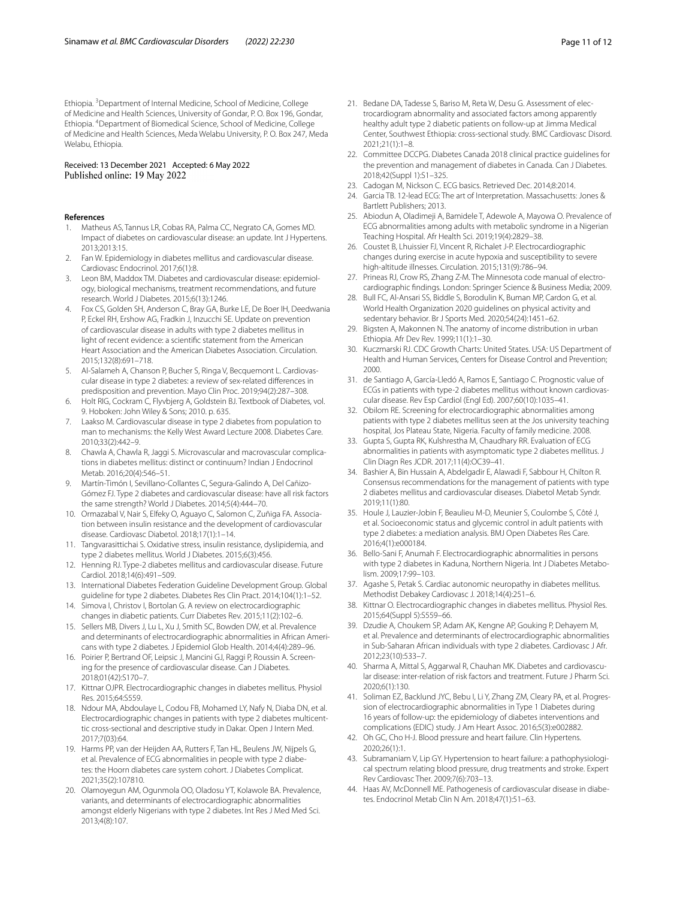Ethiopia. [3]Department of Internal Medicine, School of Medicine, College of Medicine and Health Sciences, University of Gondar, P. O. Box 196, Gondar, Ethiopia. [4]Department of Biomedical Science, School of Medicine, College of Medicine and Health Sciences, Meda Welabu University, P. O. Box 247, Meda Welabu, Ethiopia.

Received: 13 December 2021 Accepted: 6 May 2022
Published online: 19 May 2022

## References

1. Matheus AS, Tannus LR, Cobas RA, Palma CC, Negrato CA, Gomes MD. Impact of diabetes on cardiovascular disease: an update. Int J Hypertens. 2013;2013:15.
2. Fan W. Epidemiology in diabetes mellitus and cardiovascular disease. Cardiovasc Endocrinol. 2017;6(1):8.
3. Leon BM, Maddox TM. Diabetes and cardiovascular disease: epidemiology, biological mechanisms, treatment recommendations, and future research. World J Diabetes. 2015;6(13):1246.
4. Fox CS, Golden SH, Anderson C, Bray GA, Burke LE, De Boer IH, Deedwania P, Eckel RH, Ershow AG, Fradkin J, Inzucchi SE. Update on prevention of cardiovascular disease in adults with type 2 diabetes mellitus in light of recent evidence: a scientific statement from the American Heart Association and the American Diabetes Association. Circulation. 2015;132(8):691–718.
5. Al-Salameh A, Chanson P, Bucher S, Ringa V, Becquemont L. Cardiovascular disease in type 2 diabetes: a review of sex-related differences in predisposition and prevention. Mayo Clin Proc. 2019;94(2):287–308.
6. Holt RIG, Cockram C, Flyvbjerg A, Goldstein BJ. Textbook of Diabetes, vol. 9. Hoboken: John Wiley & Sons; 2010. p. 635.
7. Laakso M. Cardiovascular disease in type 2 diabetes from population to man to mechanisms: the Kelly West Award Lecture 2008. Diabetes Care. 2010;33(2):442–9.
8. Chawla A, Chawla R, Jaggi S. Microvascular and macrovascular complications in diabetes mellitus: distinct or continuum? Indian J Endocrinol Metab. 2016;20(4):546–51.
9. Martín-Timón I, Sevillano-Collantes C, Segura-Galindo A, Del Cañizo-Gómez FJ. Type 2 diabetes and cardiovascular disease: have all risk factors the same strength? World J Diabetes. 2014;5(4):444–70.
10. Ormazabal V, Nair S, Elfeky O, Aguayo C, Salomon C, Zuñiga FA. Association between insulin resistance and the development of cardiovascular disease. Cardiovasc Diabetol. 2018;17(1):1–14.
11. Tangvarasittichai S. Oxidative stress, insulin resistance, dyslipidemia, and type 2 diabetes mellitus. World J Diabetes. 2015;6(3):456.
12. Henning RJ. Type-2 diabetes mellitus and cardiovascular disease. Future Cardiol. 2018;14(6):491–509.
13. International Diabetes Federation Guideline Development Group. Global guideline for type 2 diabetes. Diabetes Res Clin Pract. 2014;104(1):1–52.
14. Simova I, Christov I, Bortolan G. A review on electrocardiographic changes in diabetic patients. Curr Diabetes Rev. 2015;11(2):102–6.
15. Sellers MB, Divers J, Lu L, Xu J, Smith SC, Bowden DW, et al. Prevalence and determinants of electrocardiographic abnormalities in African Americans with type 2 diabetes. J Epidemiol Glob Health. 2014;4(4):289–96.
16. Poirier P, Bertrand OF, Leipsic J, Mancini GJ, Raggi P, Roussin A. Screening for the presence of cardiovascular disease. Can J Diabetes. 2018;01(42):S170–7.
17. Kittnar OJPR. Electrocardiographic changes in diabetes mellitus. Physiol Res. 2015;64:S559.
18. Ndour MA, Abdoulaye L, Codou FB, Mohamed LY, Nafy N, Diaba DN, et al. Electrocardiographic changes in patients with type 2 diabetes multicenttic cross-sectional and descriptive study in Dakar. Open J Intern Med. 2017;7(03):64.
19. Harms PP, van der Heijden AA, Rutters F, Tan HL, Beulens JW, Nijpels G, et al. Prevalence of ECG abnormalities in people with type 2 diabetes: the Hoorn diabetes care system cohort. J Diabetes Complicat. 2021;35(2):107810.
20. Olamoyegun AM, Ogunmola OO, Oladosu YT, Kolawole BA. Prevalence, variants, and determinants of electrocardiographic abnormalities amongst elderly Nigerians with type 2 diabetes. Int Res J Med Med Sci. 2013;4(8):107.
21. Bedane DA, Tadesse S, Bariso M, Reta W, Desu G. Assessment of electrocardiogram abnormality and associated factors among apparently healthy adult type 2 diabetic patients on follow-up at Jimma Medical Center, Southwest Ethiopia: cross-sectional study. BMC Cardiovasc Disord. 2021;21(1):1–8.
22. Committee DCCPG. Diabetes Canada 2018 clinical practice guidelines for the prevention and management of diabetes in Canada. Can J Diabetes. 2018;42(Suppl 1):S1–325.
23. Cadogan M, Nickson C. ECG basics. Retrieved Dec. 2014;8:2014.
24. Garcia TB. 12-lead ECG: The art of Interpretation. Massachusetts: Jones & Bartlett Publishers; 2013.
25. Abiodun A, Oladimeji A, Bamidele T, Adewole A, Mayowa O. Prevalence of ECG abnormalities among adults with metabolic syndrome in a Nigerian Teaching Hospital. Afr Health Sci. 2019;19(4):2829–38.
26. Coustet B, Lhuissier FJ, Vincent R, Richalet J-P. Electrocardiographic changes during exercise in acute hypoxia and susceptibility to severe high-altitude illnesses. Circulation. 2015;131(9):786–94.
27. Prineas RJ, Crow RS, Zhang Z-M. The Minnesota code manual of electrocardiographic findings. London: Springer Science & Business Media; 2009.
28. Bull FC, Al-Ansari SS, Biddle S, Borodulin K, Buman MP, Cardon G, et al. World Health Organization 2020 guidelines on physical activity and sedentary behavior. Br J Sports Med. 2020;54(24):1451–62.
29. Bigsten A, Makonnen N. The anatomy of income distribution in urban Ethiopia. Afr Dev Rev. 1999;11(1):1–30.
30. Kuczmarski RJ. CDC Growth Charts: United States. USA: US Department of Health and Human Services, Centers for Disease Control and Prevention; 2000.
31. de Santiago A, García-Lledó A, Ramos E, Santiago C. Prognostic value of ECGs in patients with type-2 diabetes mellitus without known cardiovascular disease. Rev Esp Cardiol (Engl Ed). 2007;60(10):1035–41.
32. Obilom RE. Screening for electrocardiographic abnormalities among patients with type 2 diabetes mellitus seen at the Jos university teaching hospital, Jos Plateau State, Nigeria. Faculty of family medicine. 2008.
33. Gupta S, Gupta RK, Kulshrestha M, Chaudhary RR. Evaluation of ECG abnormalities in patients with asymptomatic type 2 diabetes mellitus. J Clin Diagn Res JCDR. 2017;11(4):OC39–41.
34. Bashier A, Bin Hussain A, Abdelgadir E, Alawadi F, Sabbour H, Chilton R. Consensus recommendations for the management of patients with type 2 diabetes mellitus and cardiovascular diseases. Diabetol Metab Syndr. 2019;11(1):80.
35. Houle J, Lauzier-Jobin F, Beaulieu M-D, Meunier S, Coulombe S, Côté J, et al. Socioeconomic status and glycemic control in adult patients with type 2 diabetes: a mediation analysis. BMJ Open Diabetes Res Care. 2016;4(1):e000184.
36. Bello-Sani F, Anumah F. Electrocardiographic abnormalities in persons with type 2 diabetes in Kaduna, Northern Nigeria. Int J Diabetes Metabolism. 2009;17:99–103.
37. Agashe S, Petak S. Cardiac autonomic neuropathy in diabetes mellitus. Methodist Debakey Cardiovasc J. 2018;14(4):251–6.
38. Kittnar O. Electrocardiographic changes in diabetes mellitus. Physiol Res. 2015;64(Suppl 5):S559–66.
39. Dzudie A, Choukem SP, Adam AK, Kengne AP, Gouking P, Dehayem M, et al. Prevalence and determinants of electrocardiographic abnormalities in Sub-Saharan African individuals with type 2 diabetes. Cardiovasc J Afr. 2012;23(10):533–7.
40. Sharma A, Mittal S, Aggarwal R, Chauhan MK. Diabetes and cardiovascular disease: inter-relation of risk factors and treatment. Future J Pharm Sci. 2020;6(1):130.
41. Soliman EZ, Backlund JYC, Bebu I, Li Y, Zhang ZM, Cleary PA, et al. Progression of electrocardiographic abnormalities in Type 1 Diabetes during 16 years of follow-up: the epidemiology of diabetes interventions and complications (EDIC) study. J Am Heart Assoc. 2016;5(3):e002882.
42. Oh GC, Cho H-J. Blood pressure and heart failure. Clin Hypertens. 2020;26(1):1.
43. Subramaniam V, Lip GY. Hypertension to heart failure: a pathophysiological spectrum relating blood pressure, drug treatments and stroke. Expert Rev Cardiovasc Ther. 2009;7(6):703–13.
44. Haas AV, McDonnell ME. Pathogenesis of cardiovascular disease in diabetes. Endocrinol Metab Clin N Am. 2018;47(1):51–63.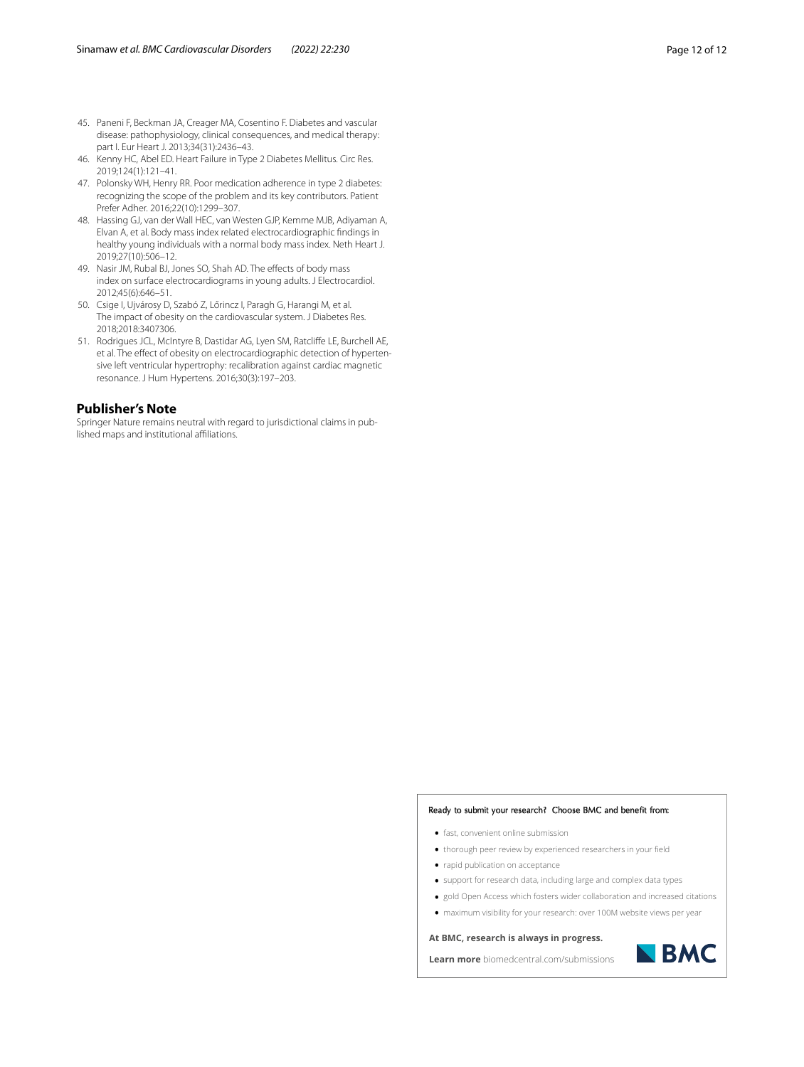45. Paneni F, Beckman JA, Creager MA, Cosentino F. Diabetes and vascular disease: pathophysiology, clinical consequences, and medical therapy: part I. Eur Heart J. 2013;34(31):2436–43.
46. Kenny HC, Abel ED. Heart Failure in Type 2 Diabetes Mellitus. Circ Res. 2019;124(1):121–41.
47. Polonsky WH, Henry RR. Poor medication adherence in type 2 diabetes: recognizing the scope of the problem and its key contributors. Patient Prefer Adher. 2016;22(10):1299–307.
48. Hassing GJ, van der Wall HEC, van Westen GJP, Kemme MJB, Adiyaman A, Elvan A, et al. Body mass index related electrocardiographic findings in healthy young individuals with a normal body mass index. Neth Heart J. 2019;27(10):506–12.
49. Nasir JM, Rubal BJ, Jones SO, Shah AD. The effects of body mass index on surface electrocardiograms in young adults. J Electrocardiol. 2012;45(6):646–51.
50. Csige I, Ujvárosy D, Szabó Z, Lőrincz I, Paragh G, Harangi M, et al. The impact of obesity on the cardiovascular system. J Diabetes Res. 2018;2018:3407306.
51. Rodrigues JCL, McIntyre B, Dastidar AG, Lyen SM, Ratcliffe LE, Burchell AE, et al. The effect of obesity on electrocardiographic detection of hypertensive left ventricular hypertrophy: recalibration against cardiac magnetic resonance. J Hum Hypertens. 2016;30(3):197–203.

## Publisher's Note

Springer Nature remains neutral with regard to jurisdictional claims in published maps and institutional affiliations.

Ready to submit your research? Choose BMC and benefit from:

- fast, convenient online submission
- thorough peer review by experienced researchers in your field
- rapid publication on acceptance
- support for research data, including large and complex data types
- gold Open Access which fosters wider collaboration and increased citations
- maximum visibility for your research: over 100M website views per year

**At BMC, research is always in progress.**

**Learn more** biomedcentral.com/submissions

BMC